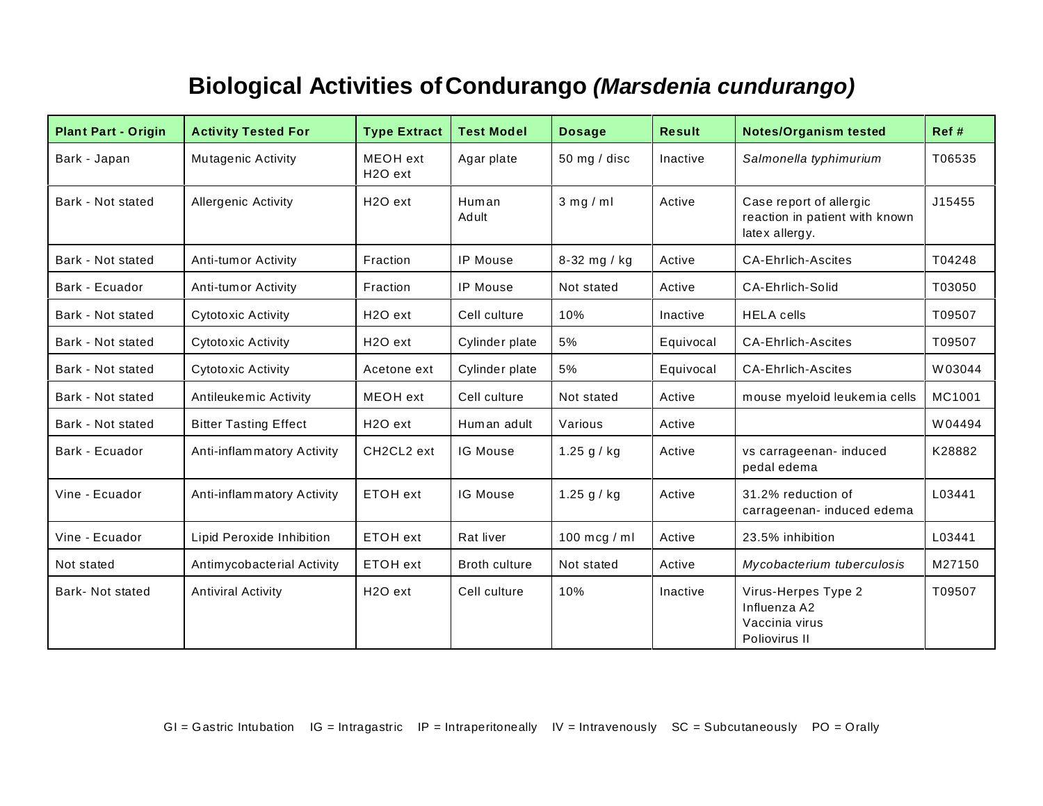# Biological Activities of Condurango *(Marsdenia cundurango)*

| Plant Part - Origin | Activity Tested For | Type Extract | Test Model | Dosage | Result | Notes/Organism tested | Ref # |
|---|---|---|---|---|---|---|---|
| Bark - Japan | Mutagenic Activity | MEOH ext<br>H2O ext | Agar plate | 50 mg / disc | Inactive | *Salmonella typhimurium* | T06535 |
| Bark - Not stated | Allergenic Activity | H2O ext | Human Adult | 3 mg / ml | Active | Case report of allergic reaction in patient with known latex allergy. | J15455 |
| Bark - Not stated | Anti-tumor Activity | Fraction | IP Mouse | 8-32 mg / kg | Active | CA-Ehrlich-Ascites | T04248 |
| Bark - Ecuador | Anti-tumor Activity | Fraction | IP Mouse | Not stated | Active | CA-Ehrlich-Solid | T03050 |
| Bark - Not stated | Cytotoxic Activity | H2O ext | Cell culture | 10% | Inactive | HELA cells | T09507 |
| Bark - Not stated | Cytotoxic Activity | H2O ext | Cylinder plate | 5% | Equivocal | CA-Ehrlich-Ascites | T09507 |
| Bark - Not stated | Cytotoxic Activity | Acetone ext | Cylinder plate | 5% | Equivocal | CA-Ehrlich-Ascites | W03044 |
| Bark - Not stated | Antileukemic Activity | MEOH ext | Cell culture | Not stated | Active | mouse myeloid leukemia cells | MC1001 |
| Bark - Not stated | Bitter Tasting Effect | H2O ext | Human adult | Various | Active | | W04494 |
| Bark - Ecuador | Anti-inflammatory Activity | CH2CL2 ext | IG Mouse | 1.25 g / kg | Active | vs carrageenan- induced pedal edema | K28882 |
| Vine - Ecuador | Anti-inflammatory Activity | ETOH ext | IG Mouse | 1.25 g / kg | Active | 31.2% reduction of carrageenan- induced edema | L03441 |
| Vine - Ecuador | Lipid Peroxide Inhibition | ETOH ext | Rat liver | 100 mcg / ml | Active | 23.5% inhibition | L03441 |
| Not stated | Antimycobacterial Activity | ETOH ext | Broth culture | Not stated | Active | *Mycobacterium tuberculosis* | M27150 |
| Bark- Not stated | Antiviral Activity | H2O ext | Cell culture | 10% | Inactive | Virus-Herpes Type 2<br>Influenza A2<br>Vaccinia virus<br>Poliovirus II | T09507 |

GI = Gastric Intubation    IG = Intragastric    IP = Intraperitoneally    IV = Intravenously    SC = Subcutaneously    PO = Orally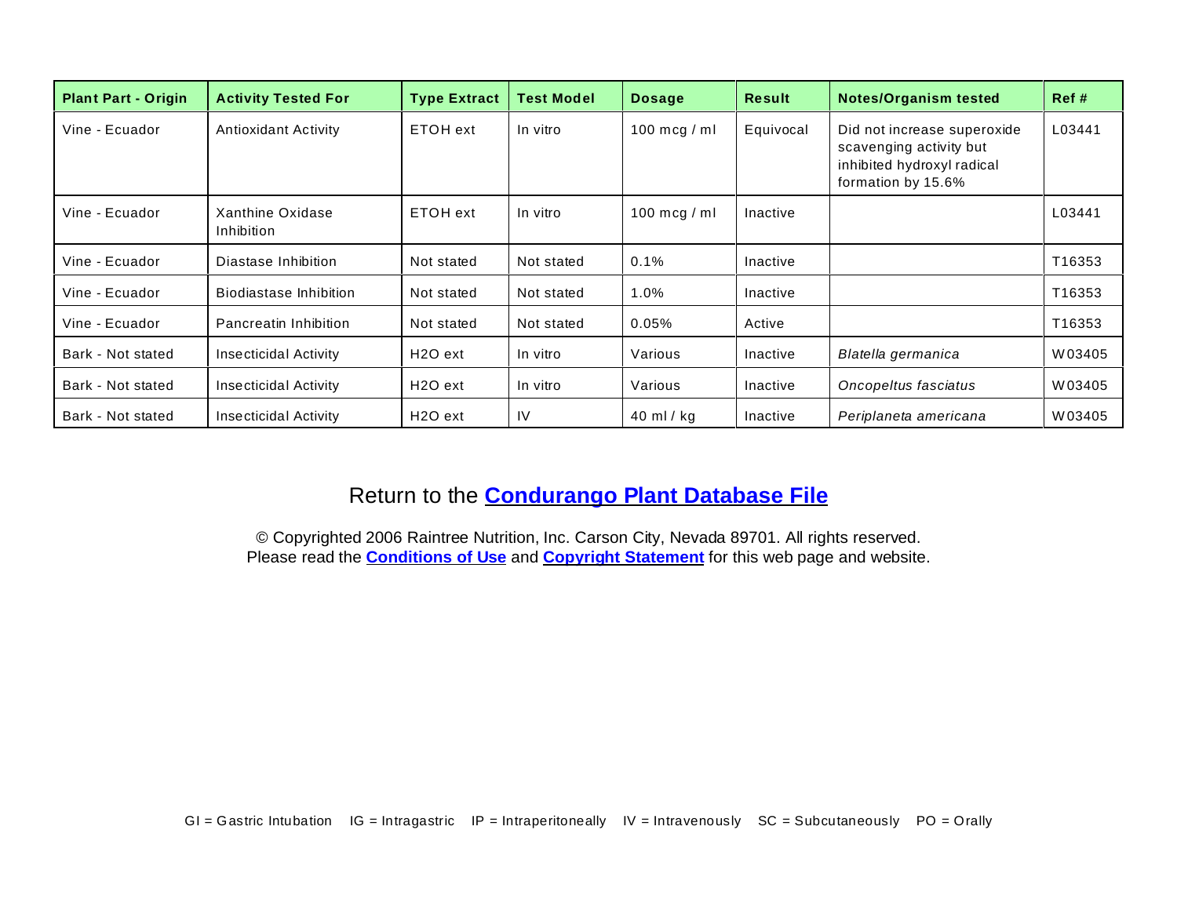| Plant Part - Origin | Activity Tested For | Type Extract | Test Model | Dosage | Result | Notes/Organism tested | Ref # |
|---|---|---|---|---|---|---|---|
| Vine - Ecuador | Antioxidant Activity | ETOH ext | In vitro | 100 mcg / ml | Equivocal | Did not increase superoxide scavenging activity but inhibited hydroxyl radical formation by 15.6% | L03441 |
| Vine - Ecuador | Xanthine Oxidase Inhibition | ETOH ext | In vitro | 100 mcg / ml | Inactive | | L03441 |
| Vine - Ecuador | Diastase Inhibition | Not stated | Not stated | 0.1% | Inactive | | T16353 |
| Vine - Ecuador | Biodiastase Inhibition | Not stated | Not stated | 1.0% | Inactive | | T16353 |
| Vine - Ecuador | Pancreatin Inhibition | Not stated | Not stated | 0.05% | Active | | T16353 |
| Bark - Not stated | Insecticidal Activity | $H_2O$ ext | In vitro | Various | Inactive | *Blatella germanica* | W03405 |
| Bark - Not stated | Insecticidal Activity | $H_2O$ ext | In vitro | Various | Inactive | *Oncopeltus fasciatus* | W03405 |
| Bark - Not stated | Insecticidal Activity | $H_2O$ ext | IV | 40 ml / kg | Inactive | *Periplaneta americana* | W03405 |

Return to the **Condurango Plant Database File**

© Copyrighted 2006 Raintree Nutrition, Inc. Carson City, Nevada 89701. All rights reserved.
Please read the **Conditions of Use** and **Copyright Statement** for this web page and website.

GI = Gastric Intubation IG = Intragastric IP = Intraperitoneally IV = Intravenously SC = Subcutaneously PO = Orally